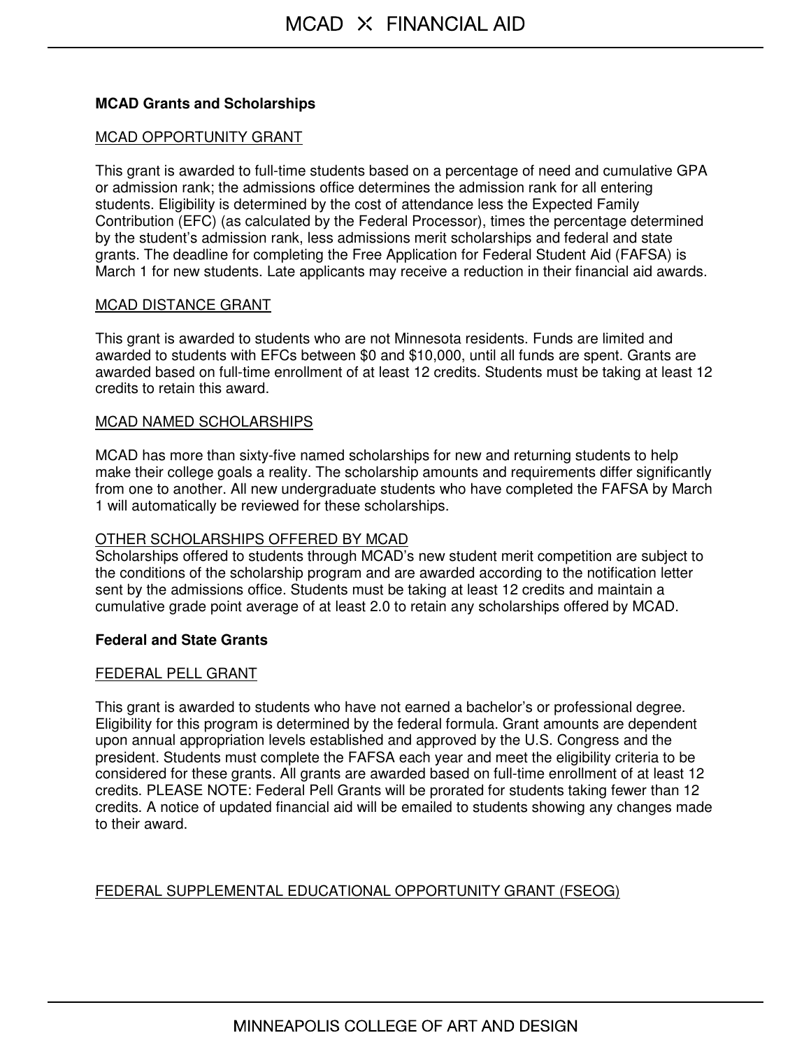## MCAD Grants and Scholarships

### MCAD OPPORTUNITY GRANT

This grant is awarded to full-time students based on a percentage of need and cumulative GPA or admission rank; the admissions office determines the admission rank for all entering students. Eligibility is determined by the cost of attendance less the Expected Family Contribution (EFC) (as calculated by the Federal Processor), times the percentage determined by the student's admission rank, less admissions merit scholarships and federal and state grants. The deadline for completing the Free Application for Federal Student Aid (FAFSA) is March 1 for new students. Late applicants may receive a reduction in their financial aid awards.

### MCAD DISTANCE GRANT

This grant is awarded to students who are not Minnesota residents. Funds are limited and awarded to students with EFCs between $0 and $10,000, until all funds are spent. Grants are awarded based on full-time enrollment of at least 12 credits. Students must be taking at least 12 credits to retain this award.

### MCAD NAMED SCHOLARSHIPS

MCAD has more than sixty-five named scholarships for new and returning students to help make their college goals a reality. The scholarship amounts and requirements differ significantly from one to another. All new undergraduate students who have completed the FAFSA by March 1 will automatically be reviewed for these scholarships.

### OTHER SCHOLARSHIPS OFFERED BY MCAD

Scholarships offered to students through MCAD's new student merit competition are subject to the conditions of the scholarship program and are awarded according to the notification letter sent by the admissions office. Students must be taking at least 12 credits and maintain a cumulative grade point average of at least 2.0 to retain any scholarships offered by MCAD.

## Federal and State Grants

### FEDERAL PELL GRANT

This grant is awarded to students who have not earned a bachelor's or professional degree. Eligibility for this program is determined by the federal formula. Grant amounts are dependent upon annual appropriation levels established and approved by the U.S. Congress and the president. Students must complete the FAFSA each year and meet the eligibility criteria to be considered for these grants. All grants are awarded based on full-time enrollment of at least 12 credits. PLEASE NOTE: Federal Pell Grants will be prorated for students taking fewer than 12 credits. A notice of updated financial aid will be emailed to students showing any changes made to their award.

### FEDERAL SUPPLEMENTAL EDUCATIONAL OPPORTUNITY GRANT (FSEOG)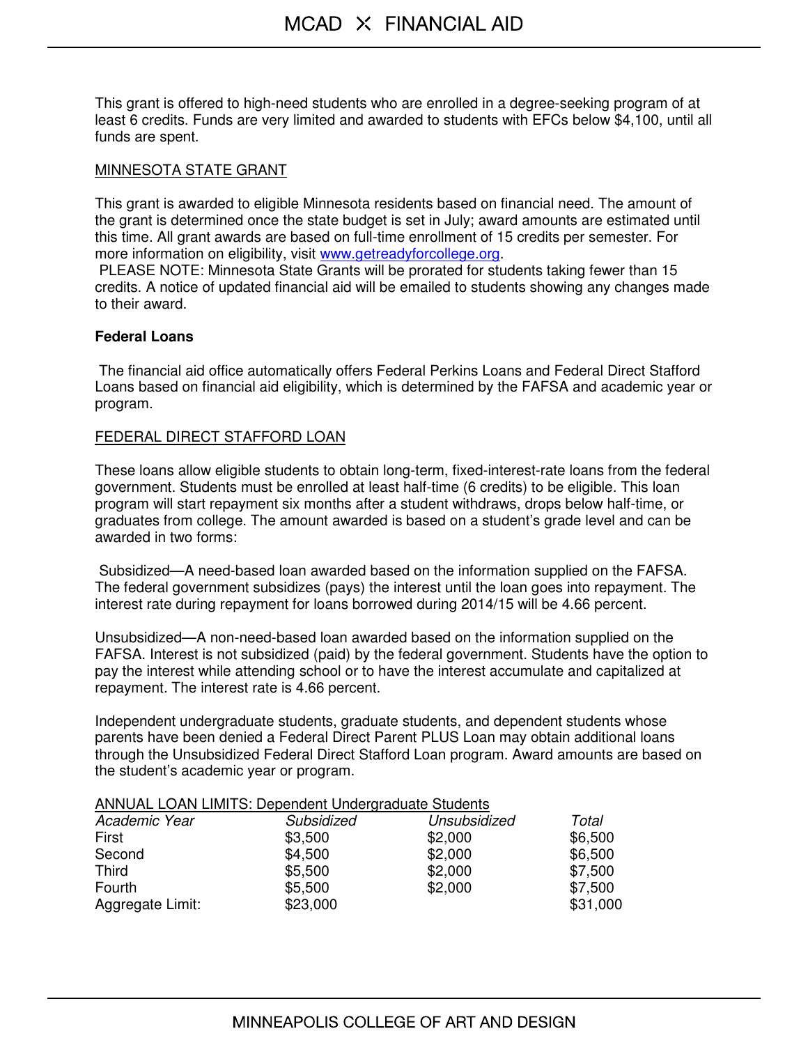This grant is offered to high-need students who are enrolled in a degree-seeking program of at least 6 credits. Funds are very limited and awarded to students with EFCs below $4,100, until all funds are spent.

MINNESOTA STATE GRANT

This grant is awarded to eligible Minnesota residents based on financial need. The amount of the grant is determined once the state budget is set in July; award amounts are estimated until this time. All grant awards are based on full-time enrollment of 15 credits per semester. For more information on eligibility, visit [www.getreadyforcollege.org](http://www.getreadyforcollege.org).

PLEASE NOTE: Minnesota State Grants will be prorated for students taking fewer than 15 credits. A notice of updated financial aid will be emailed to students showing any changes made to their award.

**Federal Loans**

The financial aid office automatically offers Federal Perkins Loans and Federal Direct Stafford Loans based on financial aid eligibility, which is determined by the FAFSA and academic year or program.

FEDERAL DIRECT STAFFORD LOAN

These loans allow eligible students to obtain long-term, fixed-interest-rate loans from the federal government. Students must be enrolled at least half-time (6 credits) to be eligible. This loan program will start repayment six months after a student withdraws, drops below half-time, or graduates from college. The amount awarded is based on a student's grade level and can be awarded in two forms:

Subsidized—A need-based loan awarded based on the information supplied on the FAFSA. The federal government subsidizes (pays) the interest until the loan goes into repayment. The interest rate during repayment for loans borrowed during 2014/15 will be 4.66 percent.

Unsubsidized—A non-need-based loan awarded based on the information supplied on the FAFSA. Interest is not subsidized (paid) by the federal government. Students have the option to pay the interest while attending school or to have the interest accumulate and capitalized at repayment. The interest rate is 4.66 percent.

Independent undergraduate students, graduate students, and dependent students whose parents have been denied a Federal Direct Parent PLUS Loan may obtain additional loans through the Unsubsidized Federal Direct Stafford Loan program. Award amounts are based on the student's academic year or program.

ANNUAL LOAN LIMITS: Dependent Undergraduate Students

| *Academic Year* | *Subsidized* | *Unsubsidized* | *Total* |
|---|---|---|---|
| First | $3,500 | $2,000 | $6,500 |
| Second | $4,500 | $2,000 | $6,500 |
| Third | $5,500 | $2,000 | $7,500 |
| Fourth | $5,500 | $2,000 | $7,500 |
| Aggregate Limit: | $23,000 | | $31,000 |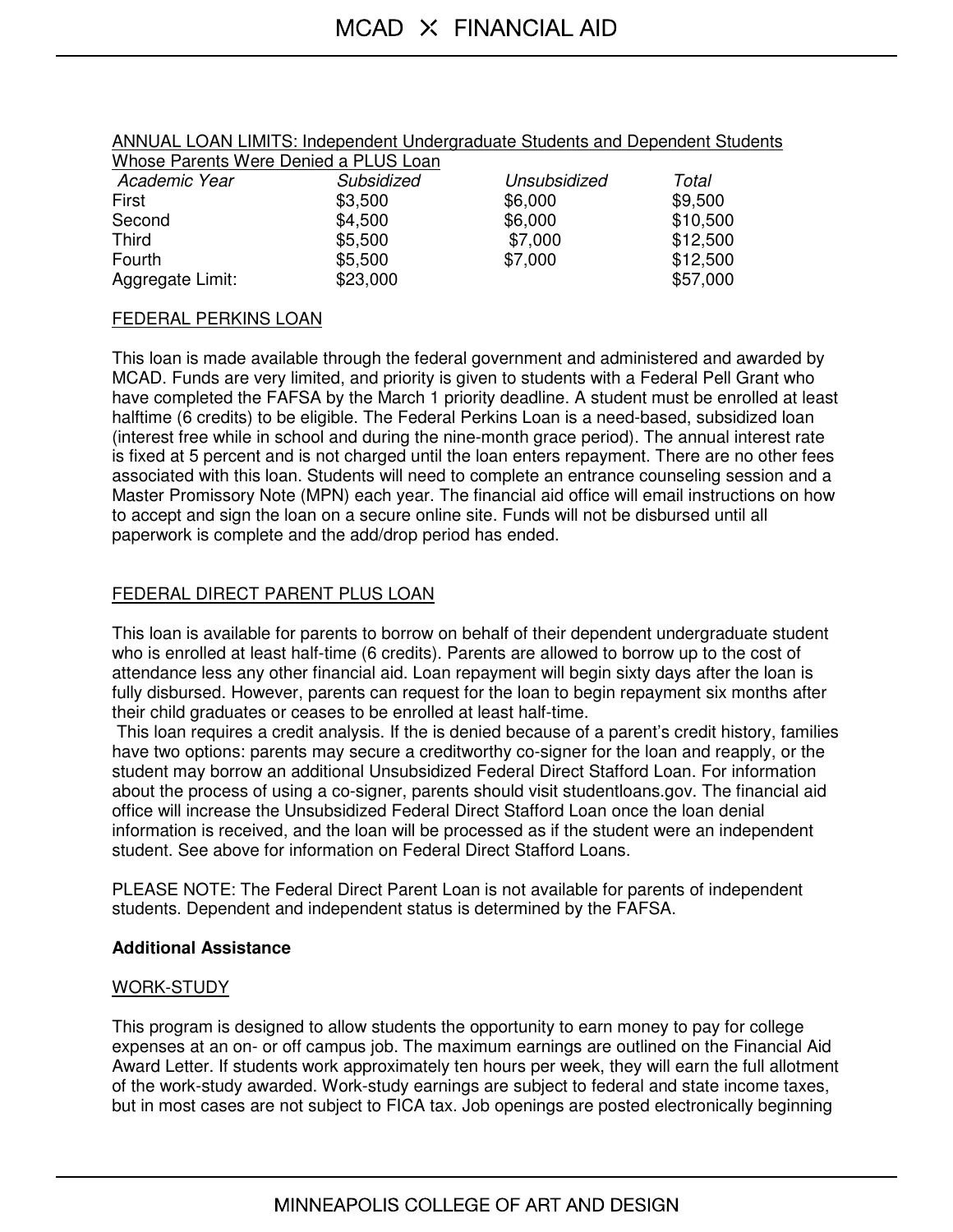ANNUAL LOAN LIMITS: Independent Undergraduate Students and Dependent Students Whose Parents Were Denied a PLUS Loan

| *Academic Year* | *Subsidized* | *Unsubsidized* | *Total* |
|---|---|---|---|
| First | $3,500 | $6,000 | $9,500 |
| Second | $4,500 | $6,000 | $10,500 |
| Third | $5,500 | $7,000 | $12,500 |
| Fourth | $5,500 | $7,000 | $12,500 |
| Aggregate Limit: | $23,000 | | $57,000 |

FEDERAL PERKINS LOAN

This loan is made available through the federal government and administered and awarded by MCAD. Funds are very limited, and priority is given to students with a Federal Pell Grant who have completed the FAFSA by the March 1 priority deadline. A student must be enrolled at least halftime (6 credits) to be eligible. The Federal Perkins Loan is a need-based, subsidized loan (interest free while in school and during the nine-month grace period). The annual interest rate is fixed at 5 percent and is not charged until the loan enters repayment. There are no other fees associated with this loan. Students will need to complete an entrance counseling session and a Master Promissory Note (MPN) each year. The financial aid office will email instructions on how to accept and sign the loan on a secure online site. Funds will not be disbursed until all paperwork is complete and the add/drop period has ended.

FEDERAL DIRECT PARENT PLUS LOAN

This loan is available for parents to borrow on behalf of their dependent undergraduate student who is enrolled at least half-time (6 credits). Parents are allowed to borrow up to the cost of attendance less any other financial aid. Loan repayment will begin sixty days after the loan is fully disbursed. However, parents can request for the loan to begin repayment six months after their child graduates or ceases to be enrolled at least half-time.

This loan requires a credit analysis. If the is denied because of a parent's credit history, families have two options: parents may secure a creditworthy co-signer for the loan and reapply, or the student may borrow an additional Unsubsidized Federal Direct Stafford Loan. For information about the process of using a co-signer, parents should visit studentloans.gov. The financial aid office will increase the Unsubsidized Federal Direct Stafford Loan once the loan denial information is received, and the loan will be processed as if the student were an independent student. See above for information on Federal Direct Stafford Loans.

PLEASE NOTE: The Federal Direct Parent Loan is not available for parents of independent students. Dependent and independent status is determined by the FAFSA.

**Additional Assistance**

WORK-STUDY

This program is designed to allow students the opportunity to earn money to pay for college expenses at an on- or off campus job. The maximum earnings are outlined on the Financial Aid Award Letter. If students work approximately ten hours per week, they will earn the full allotment of the work-study awarded. Work-study earnings are subject to federal and state income taxes, but in most cases are not subject to FICA tax. Job openings are posted electronically beginning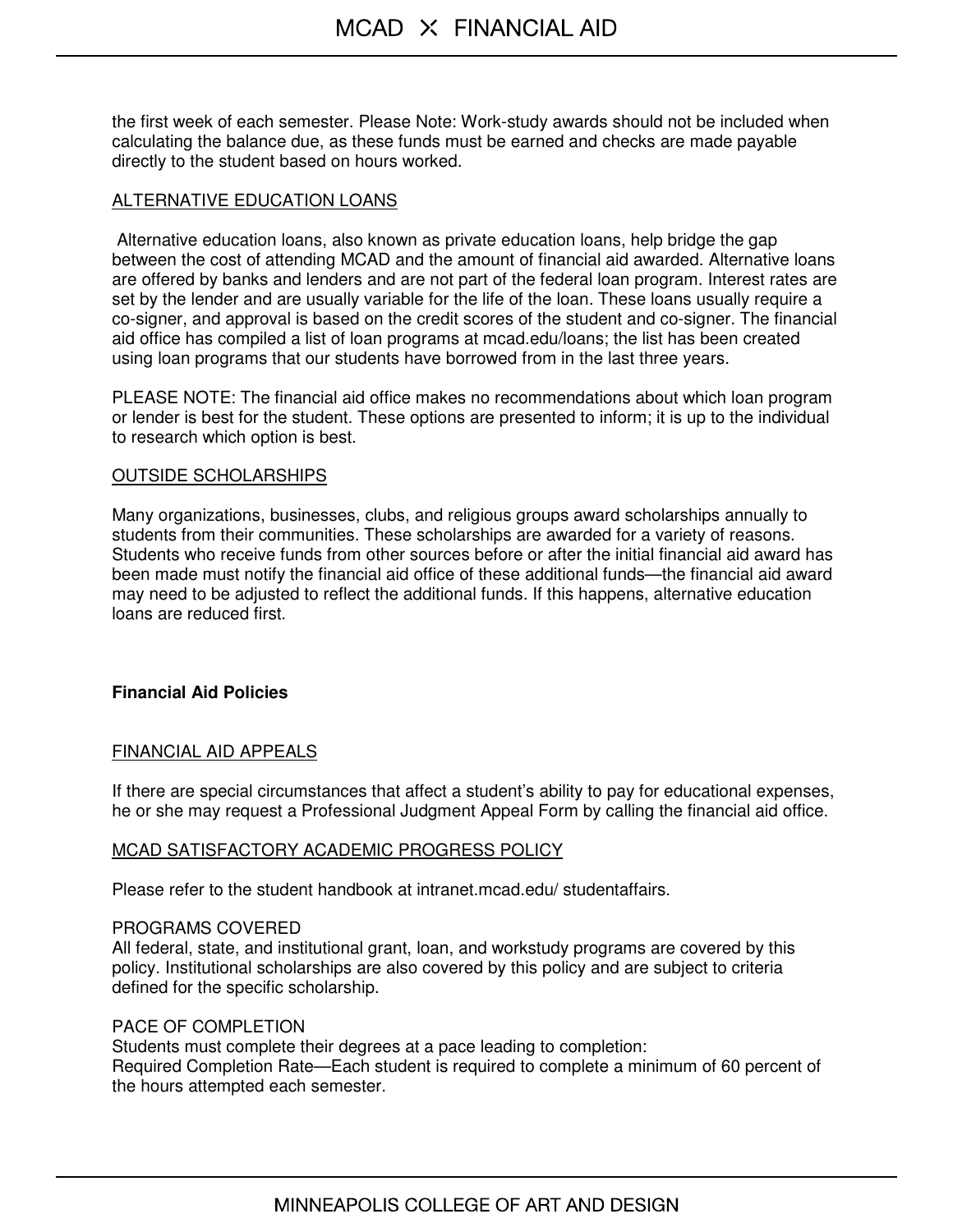the first week of each semester. Please Note: Work-study awards should not be included when calculating the balance due, as these funds must be earned and checks are made payable directly to the student based on hours worked.

### ALTERNATIVE EDUCATION LOANS

Alternative education loans, also known as private education loans, help bridge the gap between the cost of attending MCAD and the amount of financial aid awarded. Alternative loans are offered by banks and lenders and are not part of the federal loan program. Interest rates are set by the lender and are usually variable for the life of the loan. These loans usually require a co-signer, and approval is based on the credit scores of the student and co-signer. The financial aid office has compiled a list of loan programs at mcad.edu/loans; the list has been created using loan programs that our students have borrowed from in the last three years.

PLEASE NOTE: The financial aid office makes no recommendations about which loan program or lender is best for the student. These options are presented to inform; it is up to the individual to research which option is best.

### OUTSIDE SCHOLARSHIPS

Many organizations, businesses, clubs, and religious groups award scholarships annually to students from their communities. These scholarships are awarded for a variety of reasons. Students who receive funds from other sources before or after the initial financial aid award has been made must notify the financial aid office of these additional funds—the financial aid award may need to be adjusted to reflect the additional funds. If this happens, alternative education loans are reduced first.

## Financial Aid Policies

### FINANCIAL AID APPEALS

If there are special circumstances that affect a student's ability to pay for educational expenses, he or she may request a Professional Judgment Appeal Form by calling the financial aid office.

### MCAD SATISFACTORY ACADEMIC PROGRESS POLICY

Please refer to the student handbook at intranet.mcad.edu/ studentaffairs.

PROGRAMS COVERED
All federal, state, and institutional grant, loan, and workstudy programs are covered by this policy. Institutional scholarships are also covered by this policy and are subject to criteria defined for the specific scholarship.

PACE OF COMPLETION
Students must complete their degrees at a pace leading to completion:
Required Completion Rate—Each student is required to complete a minimum of 60 percent of the hours attempted each semester.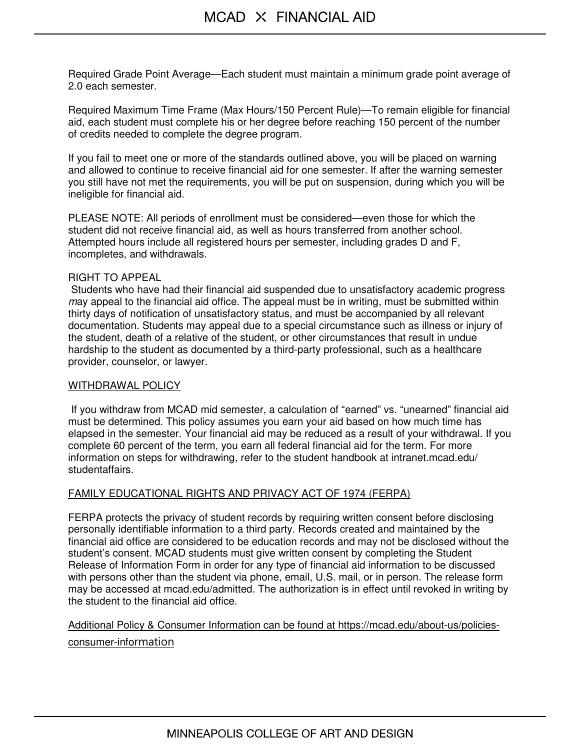Required Grade Point Average—Each student must maintain a minimum grade point average of 2.0 each semester.

Required Maximum Time Frame (Max Hours/150 Percent Rule)—To remain eligible for financial aid, each student must complete his or her degree before reaching 150 percent of the number of credits needed to complete the degree program.

If you fail to meet one or more of the standards outlined above, you will be placed on warning and allowed to continue to receive financial aid for one semester. If after the warning semester you still have not met the requirements, you will be put on suspension, during which you will be ineligible for financial aid.

PLEASE NOTE: All periods of enrollment must be considered—even those for which the student did not receive financial aid, as well as hours transferred from another school. Attempted hours include all registered hours per semester, including grades D and F, incompletes, and withdrawals.

RIGHT TO APPEAL

Students who have had their financial aid suspended due to unsatisfactory academic progress *m*ay appeal to the financial aid office. The appeal must be in writing, must be submitted within thirty days of notification of unsatisfactory status, and must be accompanied by all relevant documentation. Students may appeal due to a special circumstance such as illness or injury of the student, death of a relative of the student, or other circumstances that result in undue hardship to the student as documented by a third-party professional, such as a healthcare provider, counselor, or lawyer.

WITHDRAWAL POLICY

If you withdraw from MCAD mid semester, a calculation of "earned" vs. "unearned" financial aid must be determined. This policy assumes you earn your aid based on how much time has elapsed in the semester. Your financial aid may be reduced as a result of your withdrawal. If you complete 60 percent of the term, you earn all federal financial aid for the term. For more information on steps for withdrawing, refer to the student handbook at intranet.mcad.edu/studentaffairs.

FAMILY EDUCATIONAL RIGHTS AND PRIVACY ACT OF 1974 (FERPA)

FERPA protects the privacy of student records by requiring written consent before disclosing personally identifiable information to a third party. Records created and maintained by the financial aid office are considered to be education records and may not be disclosed without the student's consent. MCAD students must give written consent by completing the Student Release of Information Form in order for any type of financial aid information to be discussed with persons other than the student via phone, email, U.S. mail, or in person. The release form may be accessed at mcad.edu/admitted. The authorization is in effect until revoked in writing by the student to the financial aid office.

Additional Policy & Consumer Information can be found at https://mcad.edu/about-us/policies-consumer-information